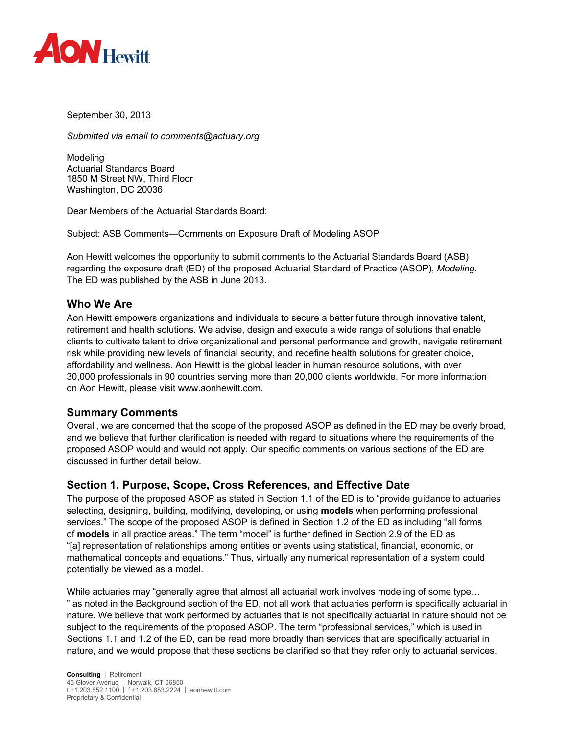September 30, 2013

*Submitted via email to comments@actuary.org*

Modeling
Actuarial Standards Board
1850 M Street NW, Third Floor
Washington, DC 20036

Dear Members of the Actuarial Standards Board:

Subject: ASB Comments—Comments on Exposure Draft of Modeling ASOP

Aon Hewitt welcomes the opportunity to submit comments to the Actuarial Standards Board (ASB) regarding the exposure draft (ED) of the proposed Actuarial Standard of Practice (ASOP), *Modeling*. The ED was published by the ASB in June 2013.

## Who We Are

Aon Hewitt empowers organizations and individuals to secure a better future through innovative talent, retirement and health solutions. We advise, design and execute a wide range of solutions that enable clients to cultivate talent to drive organizational and personal performance and growth, navigate retirement risk while providing new levels of financial security, and redefine health solutions for greater choice, affordability and wellness. Aon Hewitt is the global leader in human resource solutions, with over 30,000 professionals in 90 countries serving more than 20,000 clients worldwide. For more information on Aon Hewitt, please visit www.aonhewitt.com.

## Summary Comments

Overall, we are concerned that the scope of the proposed ASOP as defined in the ED may be overly broad, and we believe that further clarification is needed with regard to situations where the requirements of the proposed ASOP would and would not apply. Our specific comments on various sections of the ED are discussed in further detail below.

## Section 1. Purpose, Scope, Cross References, and Effective Date

The purpose of the proposed ASOP as stated in Section 1.1 of the ED is to "provide guidance to actuaries selecting, designing, building, modifying, developing, or using **models** when performing professional services." The scope of the proposed ASOP is defined in Section 1.2 of the ED as including "all forms of **models** in all practice areas." The term "model" is further defined in Section 2.9 of the ED as "[a] representation of relationships among entities or events using statistical, financial, economic, or mathematical concepts and equations." Thus, virtually any numerical representation of a system could potentially be viewed as a model.

While actuaries may "generally agree that almost all actuarial work involves modeling of some type… " as noted in the Background section of the ED, not all work that actuaries perform is specifically actuarial in nature. We believe that work performed by actuaries that is not specifically actuarial in nature should not be subject to the requirements of the proposed ASOP. The term "professional services," which is used in Sections 1.1 and 1.2 of the ED, can be read more broadly than services that are specifically actuarial in nature, and we would propose that these sections be clarified so that they refer only to actuarial services.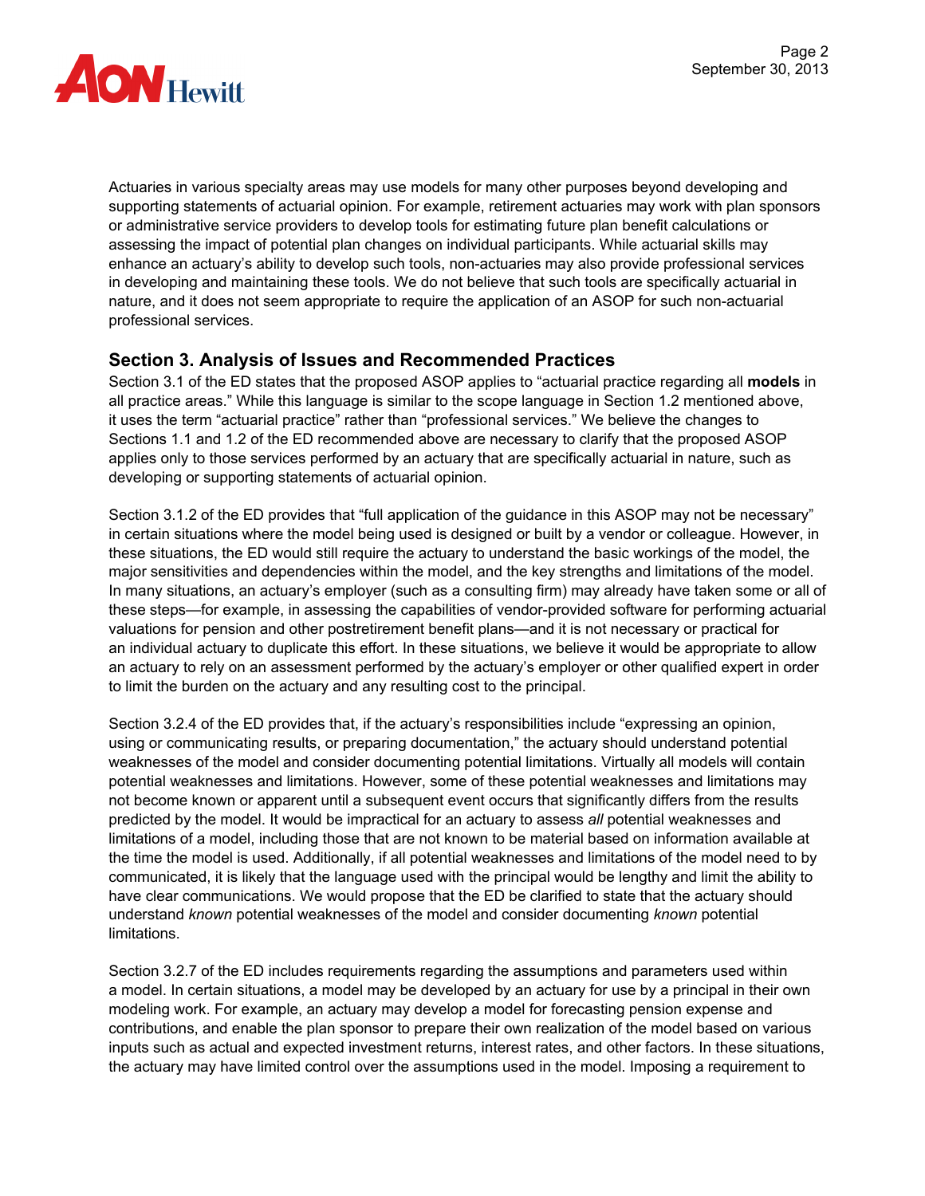Actuaries in various specialty areas may use models for many other purposes beyond developing and supporting statements of actuarial opinion. For example, retirement actuaries may work with plan sponsors or administrative service providers to develop tools for estimating future plan benefit calculations or assessing the impact of potential plan changes on individual participants. While actuarial skills may enhance an actuary's ability to develop such tools, non-actuaries may also provide professional services in developing and maintaining these tools. We do not believe that such tools are specifically actuarial in nature, and it does not seem appropriate to require the application of an ASOP for such non-actuarial professional services.

## Section 3. Analysis of Issues and Recommended Practices

Section 3.1 of the ED states that the proposed ASOP applies to "actuarial practice regarding all **models** in all practice areas." While this language is similar to the scope language in Section 1.2 mentioned above, it uses the term "actuarial practice" rather than "professional services." We believe the changes to Sections 1.1 and 1.2 of the ED recommended above are necessary to clarify that the proposed ASOP applies only to those services performed by an actuary that are specifically actuarial in nature, such as developing or supporting statements of actuarial opinion.

Section 3.1.2 of the ED provides that "full application of the guidance in this ASOP may not be necessary" in certain situations where the model being used is designed or built by a vendor or colleague. However, in these situations, the ED would still require the actuary to understand the basic workings of the model, the major sensitivities and dependencies within the model, and the key strengths and limitations of the model. In many situations, an actuary's employer (such as a consulting firm) may already have taken some or all of these steps—for example, in assessing the capabilities of vendor-provided software for performing actuarial valuations for pension and other postretirement benefit plans—and it is not necessary or practical for an individual actuary to duplicate this effort. In these situations, we believe it would be appropriate to allow an actuary to rely on an assessment performed by the actuary's employer or other qualified expert in order to limit the burden on the actuary and any resulting cost to the principal.

Section 3.2.4 of the ED provides that, if the actuary's responsibilities include "expressing an opinion, using or communicating results, or preparing documentation," the actuary should understand potential weaknesses of the model and consider documenting potential limitations. Virtually all models will contain potential weaknesses and limitations. However, some of these potential weaknesses and limitations may not become known or apparent until a subsequent event occurs that significantly differs from the results predicted by the model. It would be impractical for an actuary to assess *all* potential weaknesses and limitations of a model, including those that are not known to be material based on information available at the time the model is used. Additionally, if all potential weaknesses and limitations of the model need to by communicated, it is likely that the language used with the principal would be lengthy and limit the ability to have clear communications. We would propose that the ED be clarified to state that the actuary should understand *known* potential weaknesses of the model and consider documenting *known* potential limitations.

Section 3.2.7 of the ED includes requirements regarding the assumptions and parameters used within a model. In certain situations, a model may be developed by an actuary for use by a principal in their own modeling work. For example, an actuary may develop a model for forecasting pension expense and contributions, and enable the plan sponsor to prepare their own realization of the model based on various inputs such as actual and expected investment returns, interest rates, and other factors. In these situations, the actuary may have limited control over the assumptions used in the model. Imposing a requirement to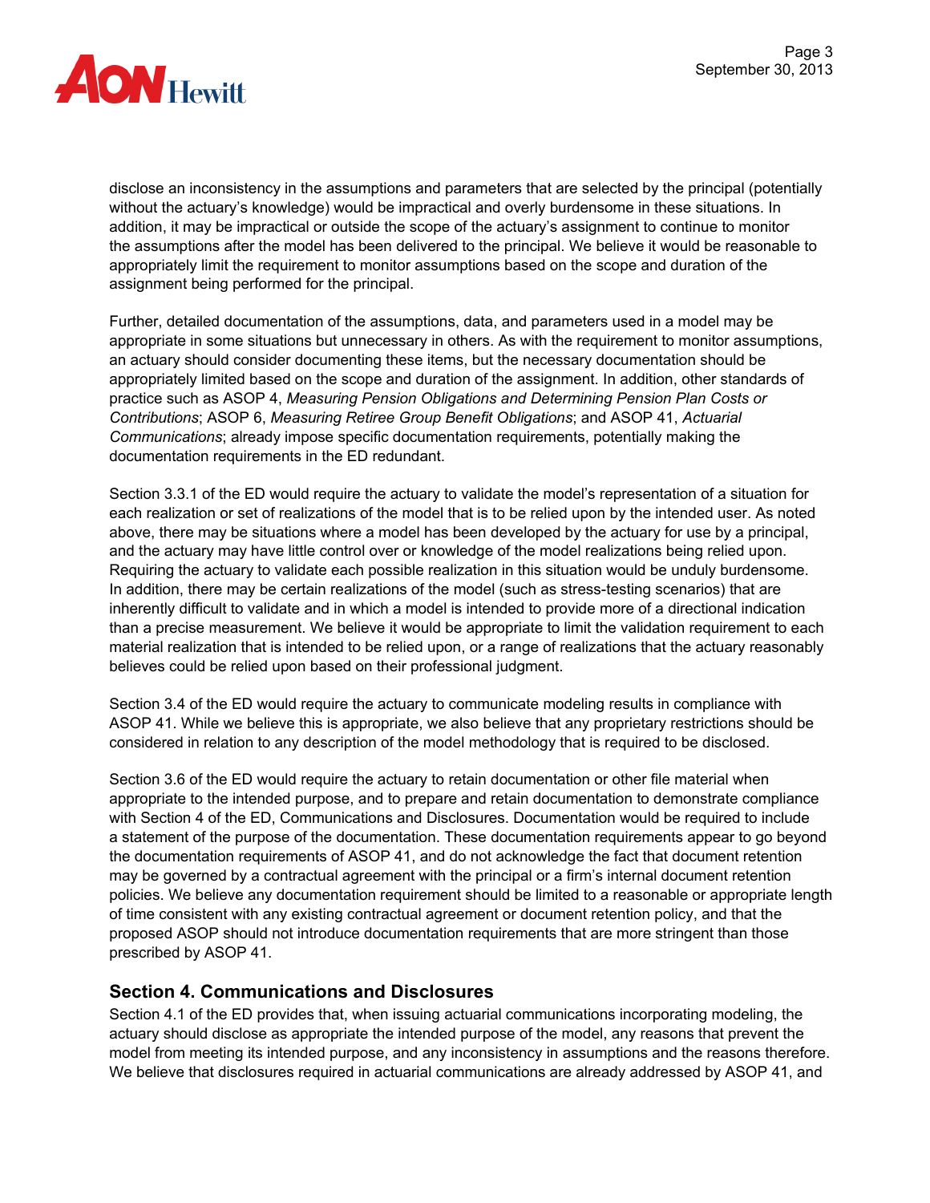disclose an inconsistency in the assumptions and parameters that are selected by the principal (potentially without the actuary's knowledge) would be impractical and overly burdensome in these situations. In addition, it may be impractical or outside the scope of the actuary's assignment to continue to monitor the assumptions after the model has been delivered to the principal. We believe it would be reasonable to appropriately limit the requirement to monitor assumptions based on the scope and duration of the assignment being performed for the principal.

Further, detailed documentation of the assumptions, data, and parameters used in a model may be appropriate in some situations but unnecessary in others. As with the requirement to monitor assumptions, an actuary should consider documenting these items, but the necessary documentation should be appropriately limited based on the scope and duration of the assignment. In addition, other standards of practice such as ASOP 4, *Measuring Pension Obligations and Determining Pension Plan Costs or Contributions*; ASOP 6, *Measuring Retiree Group Benefit Obligations*; and ASOP 41, *Actuarial Communications*; already impose specific documentation requirements, potentially making the documentation requirements in the ED redundant.

Section 3.3.1 of the ED would require the actuary to validate the model's representation of a situation for each realization or set of realizations of the model that is to be relied upon by the intended user. As noted above, there may be situations where a model has been developed by the actuary for use by a principal, and the actuary may have little control over or knowledge of the model realizations being relied upon. Requiring the actuary to validate each possible realization in this situation would be unduly burdensome. In addition, there may be certain realizations of the model (such as stress-testing scenarios) that are inherently difficult to validate and in which a model is intended to provide more of a directional indication than a precise measurement. We believe it would be appropriate to limit the validation requirement to each material realization that is intended to be relied upon, or a range of realizations that the actuary reasonably believes could be relied upon based on their professional judgment.

Section 3.4 of the ED would require the actuary to communicate modeling results in compliance with ASOP 41. While we believe this is appropriate, we also believe that any proprietary restrictions should be considered in relation to any description of the model methodology that is required to be disclosed.

Section 3.6 of the ED would require the actuary to retain documentation or other file material when appropriate to the intended purpose, and to prepare and retain documentation to demonstrate compliance with Section 4 of the ED, Communications and Disclosures. Documentation would be required to include a statement of the purpose of the documentation. These documentation requirements appear to go beyond the documentation requirements of ASOP 41, and do not acknowledge the fact that document retention may be governed by a contractual agreement with the principal or a firm's internal document retention policies. We believe any documentation requirement should be limited to a reasonable or appropriate length of time consistent with any existing contractual agreement or document retention policy, and that the proposed ASOP should not introduce documentation requirements that are more stringent than those prescribed by ASOP 41.

## Section 4. Communications and Disclosures

Section 4.1 of the ED provides that, when issuing actuarial communications incorporating modeling, the actuary should disclose as appropriate the intended purpose of the model, any reasons that prevent the model from meeting its intended purpose, and any inconsistency in assumptions and the reasons therefore. We believe that disclosures required in actuarial communications are already addressed by ASOP 41, and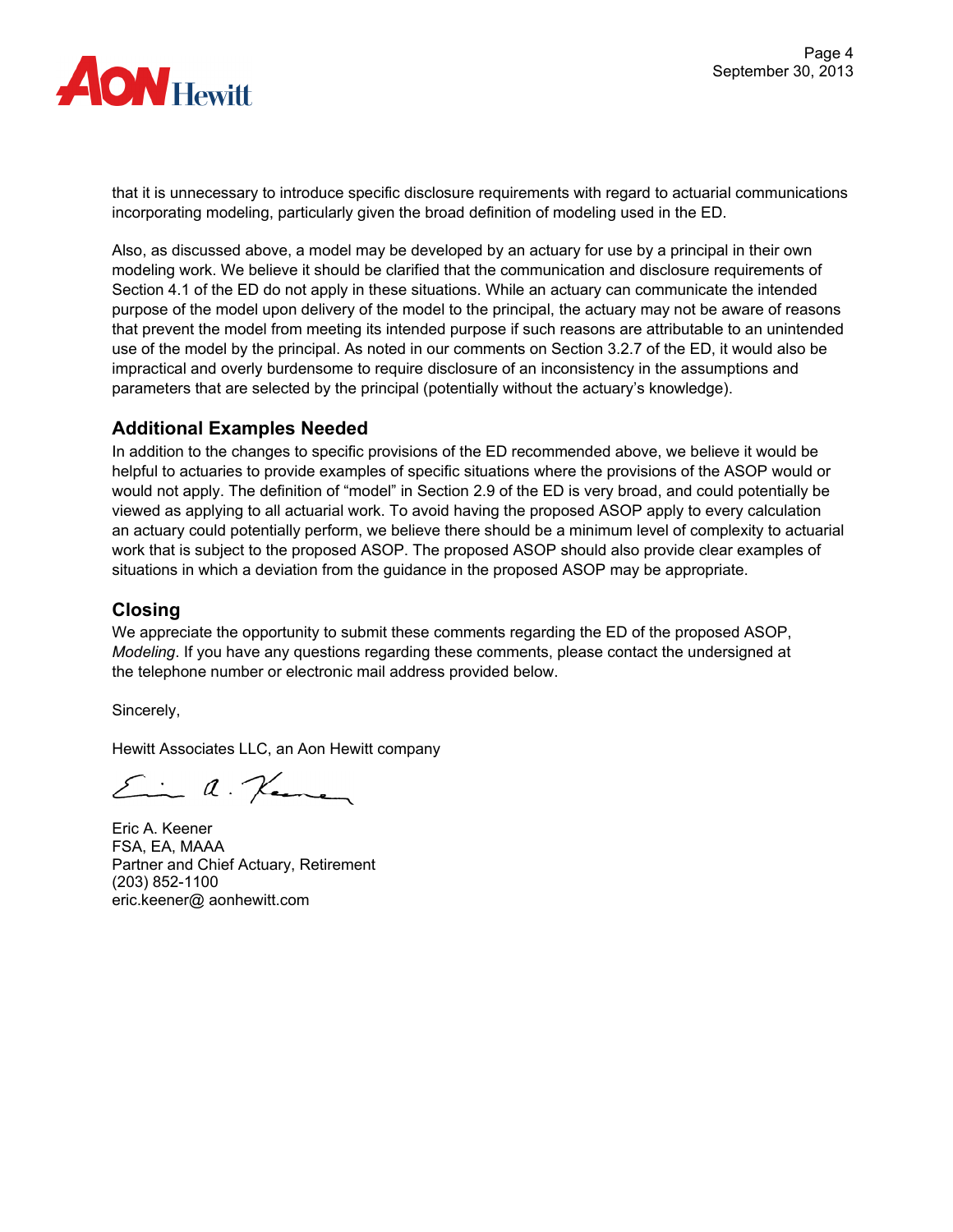that it is unnecessary to introduce specific disclosure requirements with regard to actuarial communications incorporating modeling, particularly given the broad definition of modeling used in the ED.

Also, as discussed above, a model may be developed by an actuary for use by a principal in their own modeling work. We believe it should be clarified that the communication and disclosure requirements of Section 4.1 of the ED do not apply in these situations. While an actuary can communicate the intended purpose of the model upon delivery of the model to the principal, the actuary may not be aware of reasons that prevent the model from meeting its intended purpose if such reasons are attributable to an unintended use of the model by the principal. As noted in our comments on Section 3.2.7 of the ED, it would also be impractical and overly burdensome to require disclosure of an inconsistency in the assumptions and parameters that are selected by the principal (potentially without the actuary's knowledge).

## Additional Examples Needed

In addition to the changes to specific provisions of the ED recommended above, we believe it would be helpful to actuaries to provide examples of specific situations where the provisions of the ASOP would or would not apply. The definition of "model" in Section 2.9 of the ED is very broad, and could potentially be viewed as applying to all actuarial work. To avoid having the proposed ASOP apply to every calculation an actuary could potentially perform, we believe there should be a minimum level of complexity to actuarial work that is subject to the proposed ASOP. The proposed ASOP should also provide clear examples of situations in which a deviation from the guidance in the proposed ASOP may be appropriate.

## Closing

We appreciate the opportunity to submit these comments regarding the ED of the proposed ASOP, *Modeling*. If you have any questions regarding these comments, please contact the undersigned at the telephone number or electronic mail address provided below.

Sincerely,

Hewitt Associates LLC, an Aon Hewitt company

Eric A. Keener
FSA, EA, MAAA
Partner and Chief Actuary, Retirement
(203) 852-1100
eric.keener@ aonhewitt.com